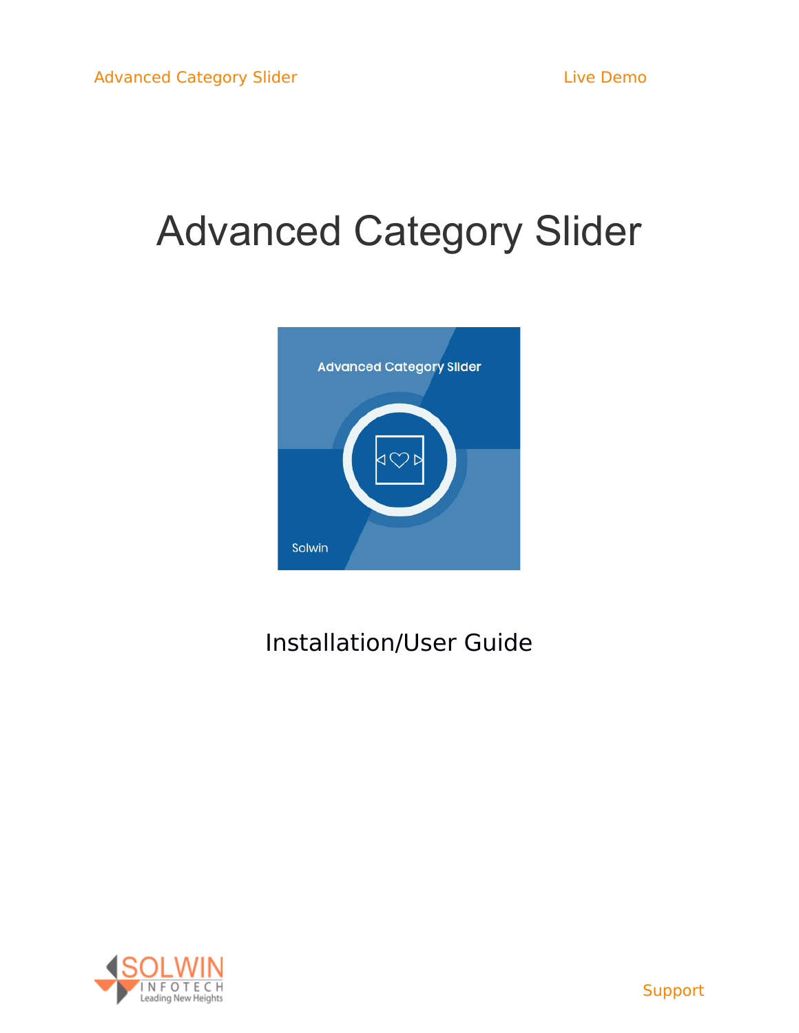Advanced Category Slider

Live Demo

# Advanced Category Slider

Installation/User Guide

Support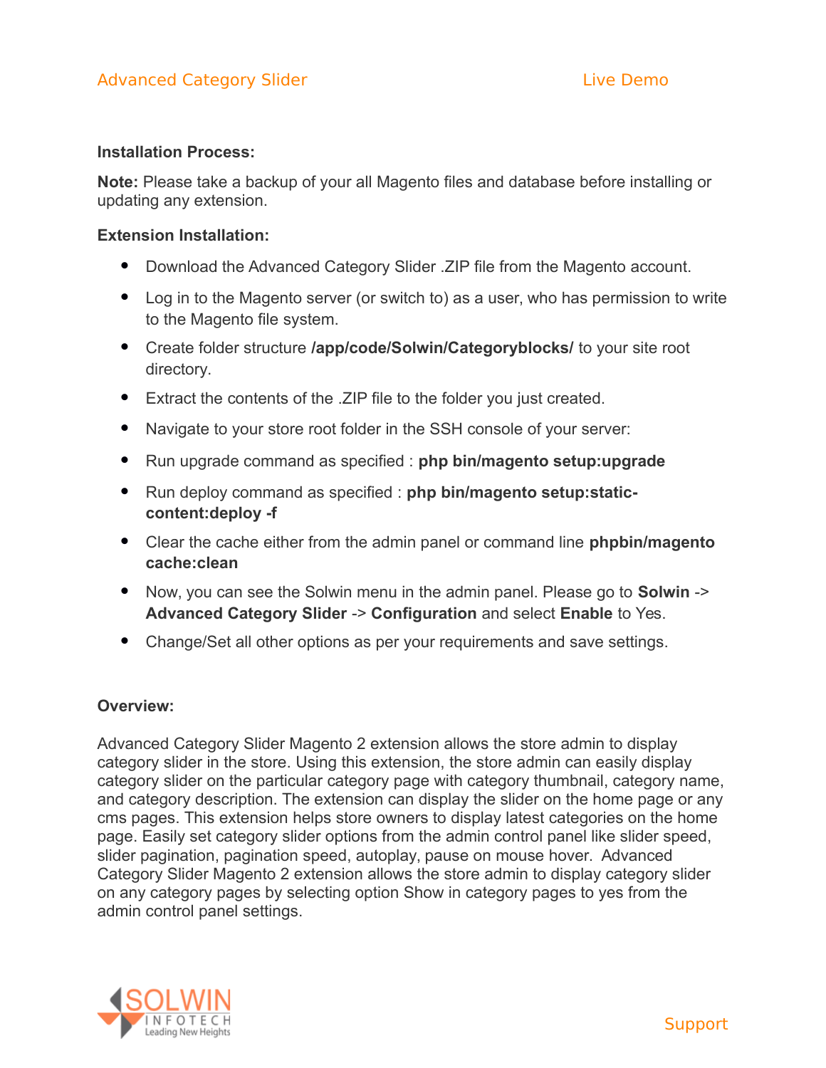**Installation Process:**

**Note:** Please take a backup of your all Magento files and database before installing or updating any extension.

**Extension Installation:**

- Download the Advanced Category Slider .ZIP file from the Magento account.
- Log in to the Magento server (or switch to) as a user, who has permission to write to the Magento file system.
- Create folder structure **/app/code/Solwin/Categoryblocks/** to your site root directory.
- Extract the contents of the .ZIP file to the folder you just created.
- Navigate to your store root folder in the SSH console of your server:
- Run upgrade command as specified : **php bin/magento setup:upgrade**
- Run deploy command as specified : **php bin/magento setup:static-content:deploy -f**
- Clear the cache either from the admin panel or command line **phpbin/magento cache:clean**
- Now, you can see the Solwin menu in the admin panel. Please go to **Solwin** -> **Advanced Category Slider** -> **Configuration** and select **Enable** to Yes.
- Change/Set all other options as per your requirements and save settings.

**Overview:**

Advanced Category Slider Magento 2 extension allows the store admin to display category slider in the store. Using this extension, the store admin can easily display category slider on the particular category page with category thumbnail, category name, and category description. The extension can display the slider on the home page or any cms pages. This extension helps store owners to display latest categories on the home page. Easily set category slider options from the admin control panel like slider speed, slider pagination, pagination speed, autoplay, pause on mouse hover. Advanced Category Slider Magento 2 extension allows the store admin to display category slider on any category pages by selecting option Show in category pages to yes from the admin control panel settings.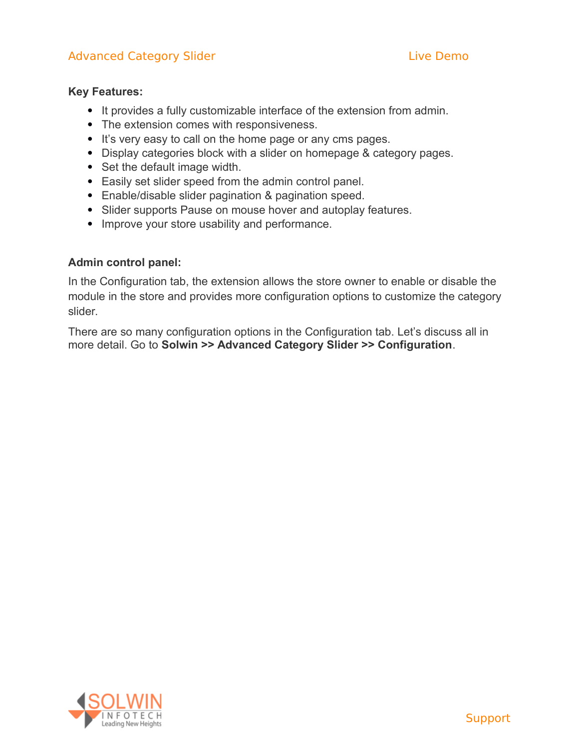**Key Features:**

- It provides a fully customizable interface of the extension from admin.
- The extension comes with responsiveness.
- It's very easy to call on the home page or any cms pages.
- Display categories block with a slider on homepage & category pages.
- Set the default image width.
- Easily set slider speed from the admin control panel.
- Enable/disable slider pagination & pagination speed.
- Slider supports Pause on mouse hover and autoplay features.
- Improve your store usability and performance.

**Admin control panel:**

In the Configuration tab, the extension allows the store owner to enable or disable the module in the store and provides more configuration options to customize the category slider.

There are so many configuration options in the Configuration tab. Let's discuss all in more detail. Go to **Solwin >> Advanced Category Slider >> Configuration**.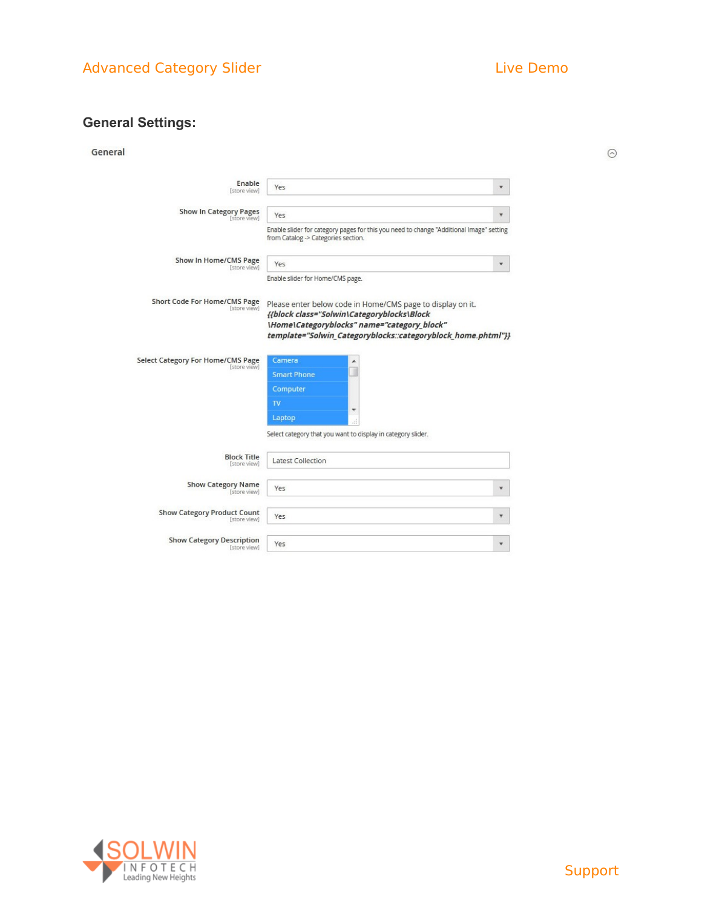## General Settings:

### General

| Setting | Value | Note |
| --- | --- | --- |
| Enable [store view] | Yes | |
| Show In Category Pages [store view] | Yes | Enable slider for category pages for this you need to change "Additional Image" setting from Catalog -> Categories section. |
| Show In Home/CMS Page [store view] | Yes | Enable slider for Home/CMS page. |
| Short Code For Home/CMS Page [store view] | Please enter below code in Home/CMS page to display on it. ***{{block class="Solwin\Categoryblocks\Block\Home\Categoryblocks" name="category_block" template="Solwin_Categoryblocks::categoryblock_home.phtml"}}*** | |
| Select Category For Home/CMS Page [store view] | Camera, Smart Phone, Computer, TV, Laptop | Select category that you want to display in category slider. |
| Block Title [store view] | Latest Collection | |
| Show Category Name [store view] | Yes | |
| Show Category Product Count [store view] | Yes | |
| Show Category Description [store view] | Yes | |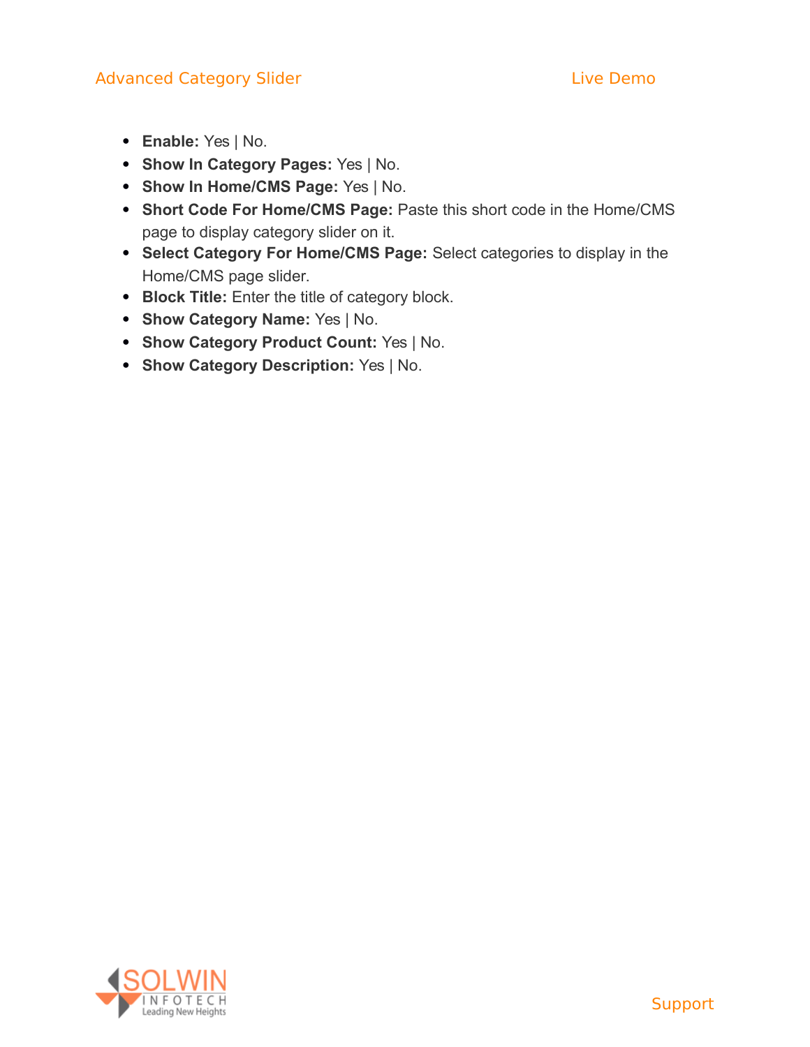- **Enable:** Yes | No.
- **Show In Category Pages:** Yes | No.
- **Show In Home/CMS Page:** Yes | No.
- **Short Code For Home/CMS Page:** Paste this short code in the Home/CMS page to display category slider on it.
- **Select Category For Home/CMS Page:** Select categories to display in the Home/CMS page slider.
- **Block Title:** Enter the title of category block.
- **Show Category Name:** Yes | No.
- **Show Category Product Count:** Yes | No.
- **Show Category Description:** Yes | No.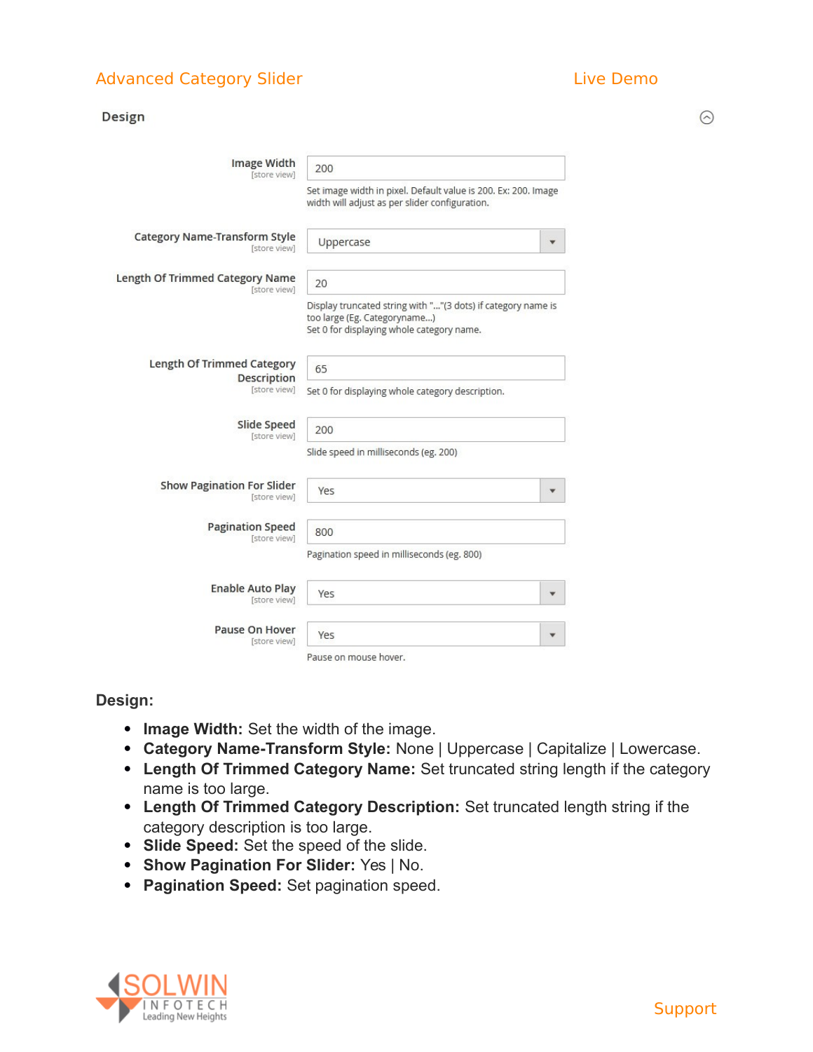**Design:**

- **Image Width:** Set the width of the image.
- **Category Name-Transform Style:** None | Uppercase | Capitalize | Lowercase.
- **Length Of Trimmed Category Name:** Set truncated string length if the category name is too large.
- **Length Of Trimmed Category Description:** Set truncated length string if the category description is too large.
- **Slide Speed:** Set the speed of the slide.
- **Show Pagination For Slider:** Yes | No.
- **Pagination Speed:** Set pagination speed.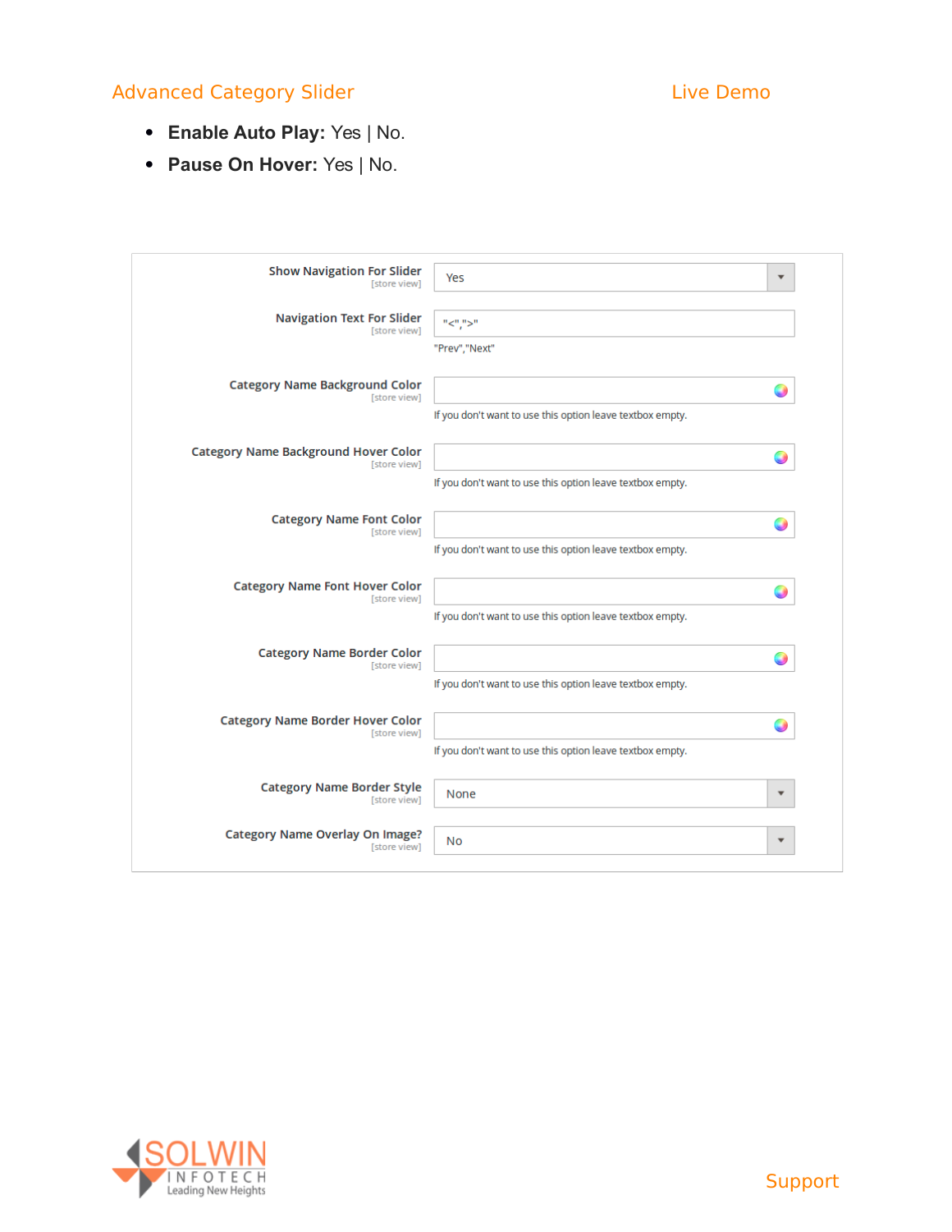- **Enable Auto Play:** Yes | No.
- **Pause On Hover:** Yes | No.

| Setting | Value | Note |
|---|---|---|
| Show Navigation For Slider [store view] | Yes | |
| Navigation Text For Slider [store view] | "<",">" | "Prev","Next" |
| Category Name Background Color [store view] | | If you don't want to use this option leave textbox empty. |
| Category Name Background Hover Color [store view] | | If you don't want to use this option leave textbox empty. |
| Category Name Font Color [store view] | | If you don't want to use this option leave textbox empty. |
| Category Name Font Hover Color [store view] | | If you don't want to use this option leave textbox empty. |
| Category Name Border Color [store view] | | If you don't want to use this option leave textbox empty. |
| Category Name Border Hover Color [store view] | | If you don't want to use this option leave textbox empty. |
| Category Name Border Style [store view] | None | |
| Category Name Overlay On Image? [store view] | No | |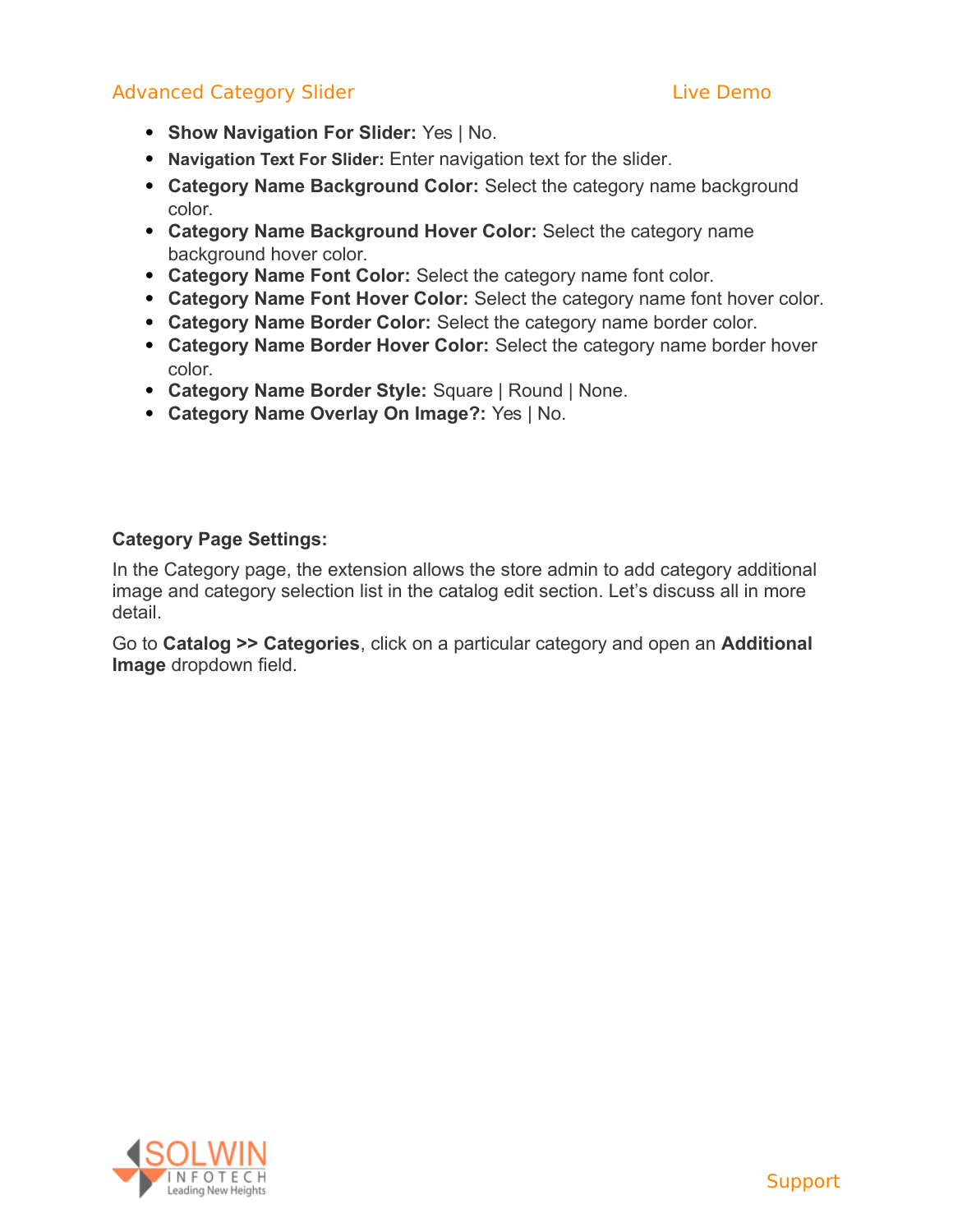- **Show Navigation For Slider:** Yes | No.
- **Navigation Text For Slider:** Enter navigation text for the slider.
- **Category Name Background Color:** Select the category name background color.
- **Category Name Background Hover Color:** Select the category name background hover color.
- **Category Name Font Color:** Select the category name font color.
- **Category Name Font Hover Color:** Select the category name font hover color.
- **Category Name Border Color:** Select the category name border color.
- **Category Name Border Hover Color:** Select the category name border hover color.
- **Category Name Border Style:** Square | Round | None.
- **Category Name Overlay On Image?:** Yes | No.

**Category Page Settings:**

In the Category page, the extension allows the store admin to add category additional image and category selection list in the catalog edit section. Let's discuss all in more detail.

Go to **Catalog >> Categories**, click on a particular category and open an **Additional Image** dropdown field.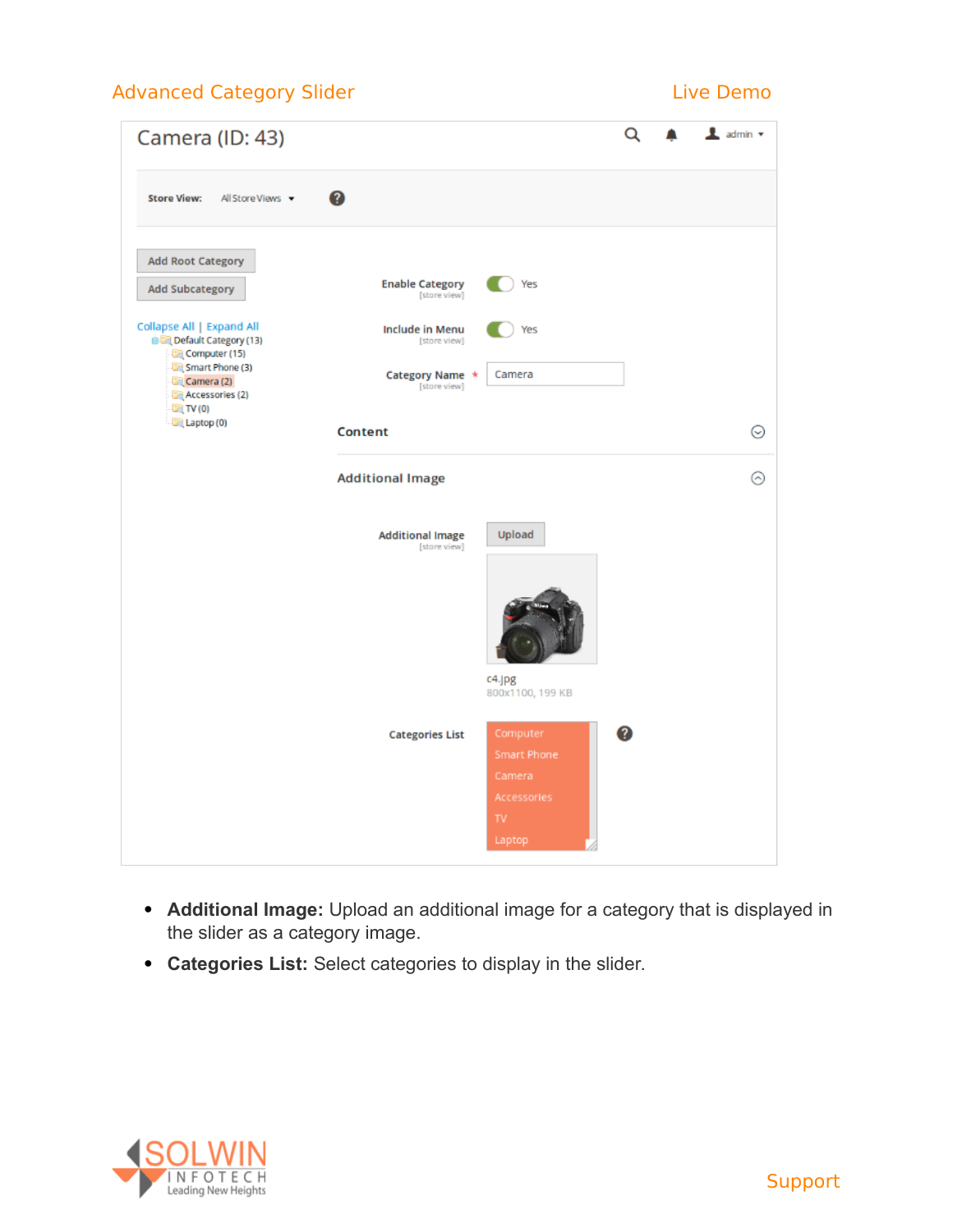- **Additional Image:** Upload an additional image for a category that is displayed in the slider as a category image.
- **Categories List:** Select categories to display in the slider.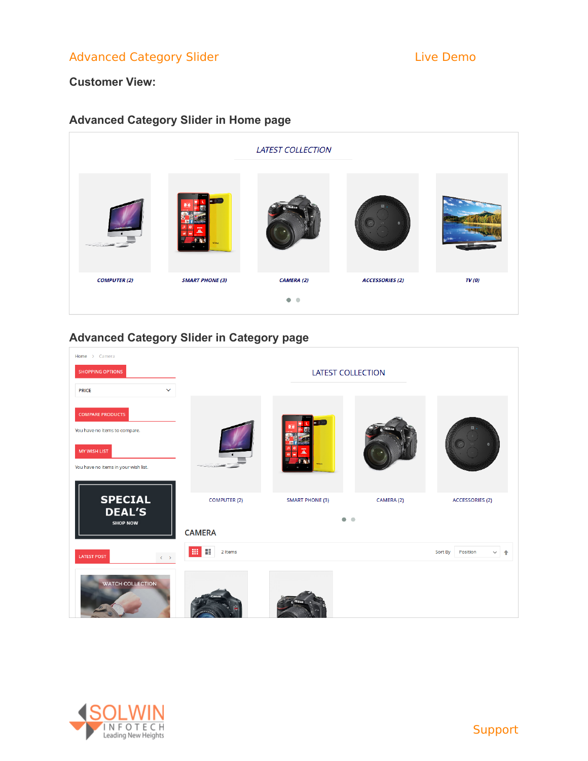Advanced Category Slider Live Demo

**Customer View:**

## Advanced Category Slider in Home page

## Advanced Category Slider in Category page

Support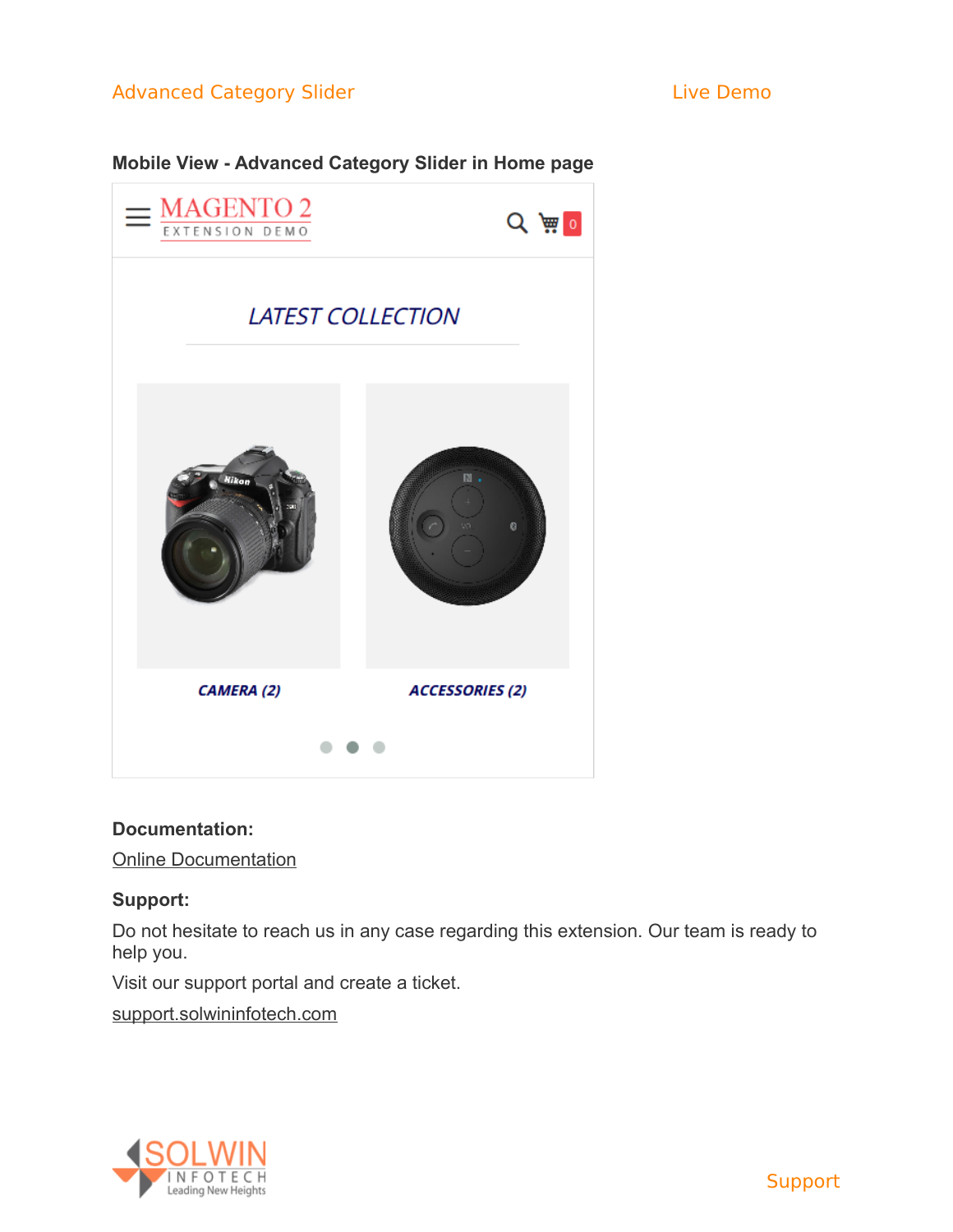**Mobile View - Advanced Category Slider in Home page**

**Documentation:**

Online Documentation

**Support:**

Do not hesitate to reach us in any case regarding this extension. Our team is ready to help you.

Visit our support portal and create a ticket.

support.solwininfotech.com